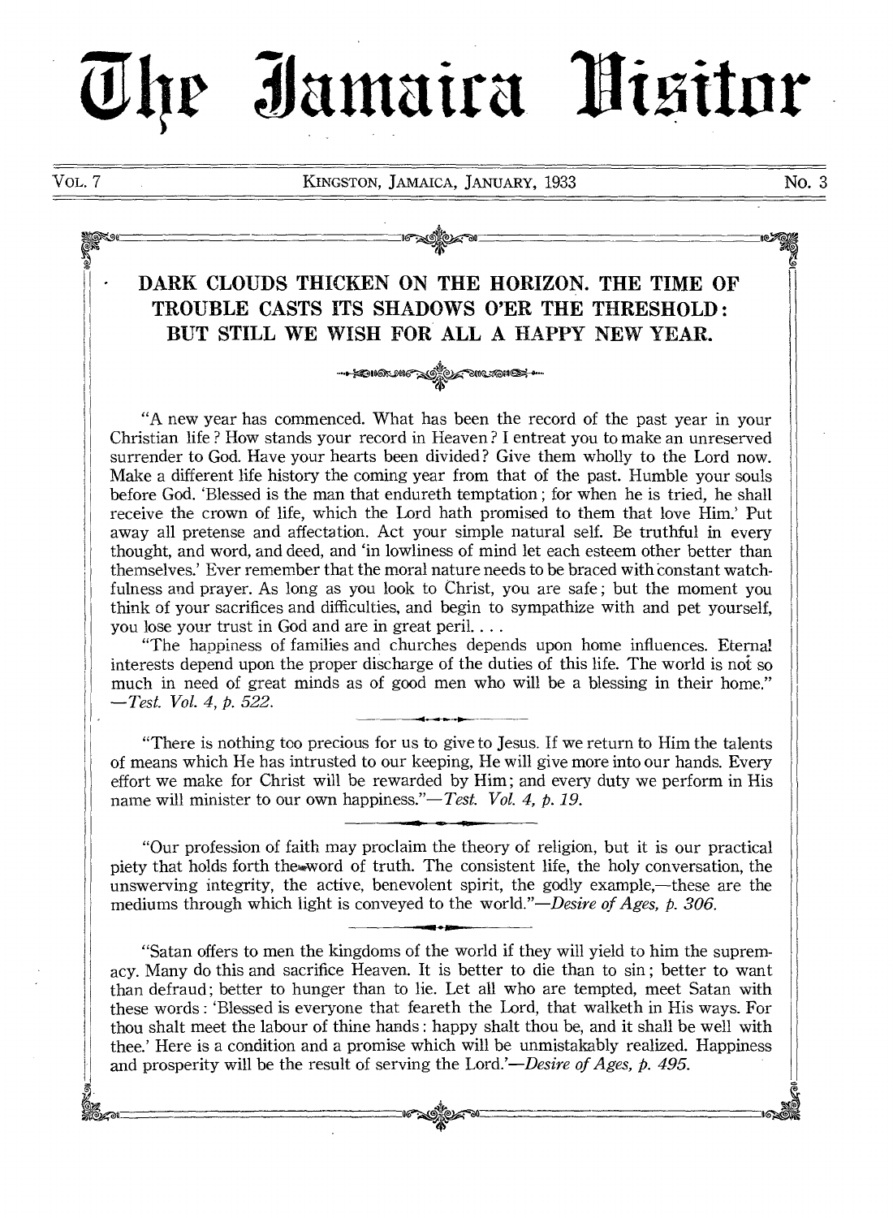# The Jamaica Visitor

VOL. 7 KINGSTON, JAMAICA, JANUARY, 1933 No. 3

## DARK CLOUDS THICKEN ON THE HORIZON. THE TIME OF TROUBLE CASTS ITS SHADOWS O'ER THE THRESHOLD: BUT STILL WE WISH FOR ALL A HAPPY NEW YEAR.

"A new year has commenced. What has been the record of the past year in your Christian life? How stands your record in Heaven? I entreat you to make an unreserved surrender to God. Have your hearts been divided? Give them wholly to the Lord now. Make a different life history the coming year from that of the past. Humble your souls before God. 'Blessed is the man that endureth temptation; for when he is tried, he shall receive the crown of life, which the Lord hath promised to them that love Him.' Put away all pretense and affectation. Act your simple natural self. Be truthful in every thought, and word, and deed, and 'in lowliness of mind let each esteem other better than themselves.' Ever remember that the moral nature needs to be braced with constant watchfulness and prayer. As long as you look to Christ, you are safe; but the moment you think of your sacrifices and difficulties, and begin to sympathize with and pet yourself, you lose your trust in God and are in great peril. . . .

"The happiness of families and churches depends upon home influences. Eternal interests depend upon the proper discharge of the duties of this life. The world is not so much in need of great minds as of good men who will be a blessing in their home." —*Test. Vol. 4, p. 522.*

"There is nothing too precious for us to give to Jesus. If we return to Him the talents of means which He has intrusted to our keeping, He will give more into our hands. Every effort we make for Christ will be rewarded by Him; and every duty we perform in His name will minister to our own happiness."—*Test. Vol. 4, p. 19.*

"Our profession of faith may proclaim the theory of religion, but it is our practical piety that holds forth the word of truth. The consistent life, the holy conversation, the unswerving integrity, the active, benevolent spirit, the godly example,—these are the mediums through which light is conveyed to the world."—*Desire of Ages, p. 306.*

"Satan offers to men the kingdoms of the world if they will yield to him the supremacy. Many do this and sacrifice Heaven. It is better to die than to sin; better to want than defraud; better to hunger than to lie. Let all who are tempted, meet Satan with these words: 'Blessed is everyone that feareth the Lord, that walketh in His ways. For thou shalt meet the labour of thine hands: happy shalt thou be, and it shall be well with thee.' Here is a condition and a promise which will be unmistakably realized. Happiness and prosperity will be the result of serving the Lord.'—*Desire of Ages, p. 495.*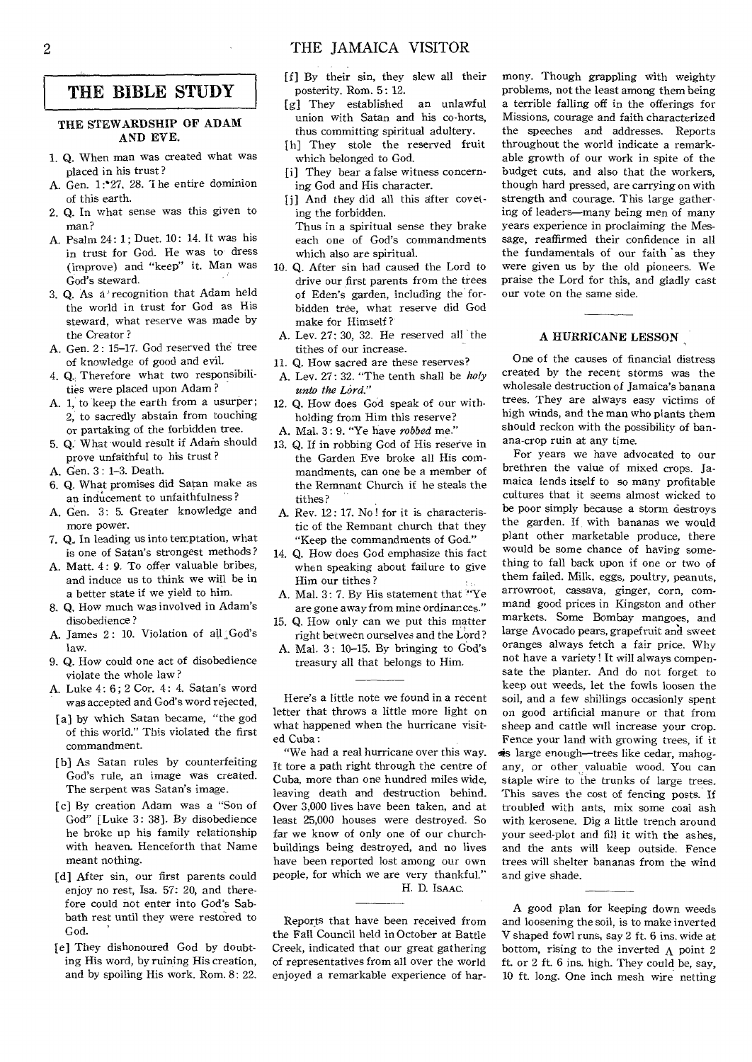## THE BIBLE STUDY

### THE STEWARDSHIP OF ADAM AND EVE.

1. Q. When man was created what was placed in his trust?
   A. Gen. 1:27, 28. The entire dominion of this earth.
2. Q. In what sense was this given to man?
   A. Psalm 24: 1; Duet. 10: 14. It was his in trust for God. He was to dress (improve) and "keep" it. Man was God's steward.
3. Q. As a recognition that Adam held the world in trust for God as His steward, what reserve was made by the Creator?
   A. Gen. 2: 15–17. God reserved the tree of knowledge of good and evil.
4. Q. Therefore what two responsibilities were placed upon Adam?
   A. 1, to keep the earth from a usurper; 2, to sacredly abstain from touching or partaking of the forbidden tree.
5. Q. What would result if Adam should prove unfaithful to his trust?
   A. Gen. 3: 1–3. Death.
6. Q. What promises did Satan make as an inducement to unfaithfulness?
   A. Gen. 3: 5. Greater knowledge and more power.
7. Q. In leading us into temptation, what is one of Satan's strongest methods?
   A. Matt. 4: 9. To offer valuable bribes, and induce us to think we will be in a better state if we yield to him.
8. Q. How much was involved in Adam's disobedience?
   A. James 2: 10. Violation of all God's law.
9. Q. How could one act of disobedience violate the whole law?
   A. Luke 4: 6; 2 Cor. 4: 4. Satan's word was accepted and God's word rejected,
   [a] by which Satan became, "the god of this world." This violated the first commandment.
   [b] As Satan rules by counterfeiting God's rule, an image was created. The serpent was Satan's image.
   [c] By creation Adam was a "Son of God" [Luke 3: 38]. By disobedience he broke up his family relationship with heaven. Henceforth that Name meant nothing.
   [d] After sin, our first parents could enjoy no rest, Isa. 57: 20, and therefore could not enter into God's Sabbath rest until they were restored to God.
   [e] They dishonoured God by doubting His word, by ruining His creation, and by spoiling His work. Rom. 8: 22.
   [f] By their sin, they slew all their posterity. Rom. 5: 12.
   [g] They established an unlawful union with Satan and his co-horts, thus committing spiritual adultery.
   [h] They stole the reserved fruit which belonged to God.
   [i] They bear a false witness concerning God and His character.
   [j] And they did all this after coveting the forbidden.
   Thus in a spiritual sense they brake each one of God's commandments which also are spiritual.
10. Q. After sin had caused the Lord to drive our first parents from the trees of Eden's garden, including the forbidden tree, what reserve did God make for Himself?
    A. Lev. 27: 30, 32. He reserved all the tithes of our increase.
11. Q. How sacred are these reserves?
    A. Lev. 27: 32. "The tenth shall be *holy unto the Lord.*"
12. Q. How does God speak of our withholding from Him this reserve?
    A. Mal. 3: 9. "Ye have *robbed* me."
13. Q. If in robbing God of His reserve in the Garden Eve broke all His commandments, can one be a member of the Remnant Church if he steals the tithes?
    A. Rev. 12: 17. No! for it is characteristic of the Remnant church that they "Keep the commandments of God."
14. Q. How does God emphasize this fact when speaking about failure to give Him our tithes?
    A. Mal. 3: 7. By His statement that "Ye are gone away from mine ordinances."
15. Q. How only can we put this matter right between ourselves and the Lord?
    A. Mal. 3: 10–15. By bringing to God's treasury all that belongs to Him.

---

Here's a little note we found in a recent letter that throws a little more light on what happened when the hurricane visited Cuba:

"We had a real hurricane over this way. It tore a path right through the centre of Cuba, more than one hundred miles wide, leaving death and destruction behind. Over 3,000 lives have been taken, and at least 25,000 houses were destroyed. So far we know of only one of our church-buildings being destroyed, and no lives have been reported lost among our own people, for which we are very thankful."

H. D. ISAAC.

---

Reports that have been received from the Fall Council held in October at Battle Creek, indicated that our great gathering of representatives from all over the world enjoyed a remarkable experience of harmony. Though grappling with weighty problems, not the least among them being a terrible falling off in the offerings for Missions, courage and faith characterized the speeches and addresses. Reports throughout the world indicate a remarkable growth of our work in spite of the budget cuts, and also that the workers, though hard pressed, are carrying on with strength and courage. This large gathering of leaders—many being men of many years experience in proclaiming the Message, reaffirmed their confidence in all the fundamentals of our faith as they were given us by the old pioneers. We praise the Lord for this, and gladly cast our vote on the same side.

---

### A HURRICANE LESSON

One of the causes of financial distress created by the recent storms was the wholesale destruction of Jamaica's banana trees. They are always easy victims of high winds, and the man who plants them should reckon with the possibility of banana-crop ruin at any time.

For years we have advocated to our brethren the value of mixed crops. Jamaica lends itself to so many profitable cultures that it seems almost wicked to be poor simply because a storm destroys the garden. If with bananas we would plant other marketable produce, there would be some chance of having something to fall back upon if one or two of them failed. Milk, eggs, poultry, peanuts, arrowroot, cassava, ginger, corn, command good prices in Kingston and other markets. Some Bombay mangoes, and large Avocado pears, grapefruit and sweet oranges always fetch a fair price. Why not have a variety! It will always compensate the planter. And do not forget to keep out weeds, let the fowls loosen the soil, and a few shillings occasionly spent on good artificial manure or that from sheep and cattle will increase your crop. Fence your land with growing trees, if it is large enough—trees like cedar, mahogany, or other valuable wood. You can staple wire to the trunks of large trees. This saves the cost of fencing posts. If troubled with ants, mix some coal ash with kerosene. Dig a little trench around your seed-plot and fill it with the ashes, and the ants will keep outside. Fence trees will shelter bananas from the wind and give shade.

---

A good plan for keeping down weeds and loosening the soil, is to make inverted V shaped fowl runs, say 2 ft. 6 ins. wide at bottom, rising to the inverted Λ point 2 ft. or 2 ft. 6 ins. high. They could be, say, 10 ft. long. One inch mesh wire netting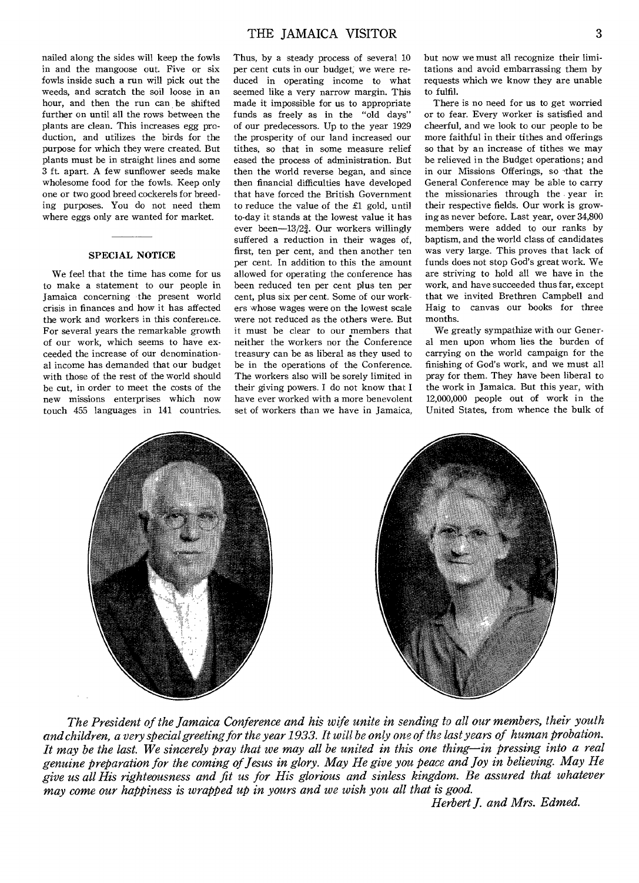nailed along the sides will keep the fowls in and the mangoose out. Five or six fowls inside such a run will pick out the weeds, and scratch the soil loose in an hour, and then the run can be shifted further on until all the rows between the plants are clean. This increases egg production, and utilizes the birds for the purpose for which they were created. But plants must be in straight lines and some 3 ft. apart. A few sunflower seeds make wholesome food for the fowls. Keep only one or two good breed cockerels for breeding purposes. You do not need them where eggs only are wanted for market.

## SPECIAL NOTICE

We feel that the time has come for us to make a statement to our people in Jamaica concerning the present world crisis in finances and how it has affected the work and workers in this conference. For several years the remarkable growth of our work, which seems to have exceeded the increase of our denominational income has demanded that our budget with those of the rest of the world should be cut, in order to meet the costs of the new missions enterprises which now touch 455 languages in 141 countries. Thus, by a steady process of several 10 per cent cuts in our budget, we were reduced in operating income to what seemed like a very narrow margin. This made it impossible for us to appropriate funds as freely as in the "old days" of our predecessors. Up to the year 1929 the prosperity of our land increased our tithes, so that in some measure relief eased the process of administration. But then the world reverse began, and since then financial difficulties have developed that have forced the British Government to reduce the value of the £1 gold, until to-day it stands at the lowest value it has ever been—13/2¾. Our workers willingly suffered a reduction in their wages of, first, ten per cent, and then another ten per cent. In addition to this the amount allowed for operating the conference has been reduced ten per cent plus ten per cent, plus six per cent. Some of our workers whose wages were on the lowest scale were not reduced as the others were. But it must be clear to our members that neither the workers nor the Conference treasury can be as liberal as they used to be in the operations of the Conference. The workers also will be sorely limited in their giving powers. I do not know that I have ever worked with a more benevolent set of workers than we have in Jamaica, but now we must all recognize their limitations and avoid embarrassing them by requests which we know they are unable to fulfil.

There is no need for us to get worried or to fear. Every worker is satisfied and cheerful, and we look to our people to be more faithful in their tithes and offerings so that by an increase of tithes we may be relieved in the Budget operations; and in our Missions Offerings, so that the General Conference may be able to carry the missionaries through the year in their respective fields. Our work is growing as never before. Last year, over 34,800 members were added to our ranks by baptism, and the world class of candidates was very large. This proves that lack of funds does not stop God's great work. We are striving to hold all we have in the work, and have succeeded thus far, except that we invited Brethren Campbell and Haig to canvas our books for three months.

We greatly sympathize with our General men upon whom lies the burden of carrying on the world campaign for the finishing of God's work, and we must all pray for them. They have been liberal to the work in Jamaica. But this year, with 12,000,000 people out of work in the United States, from whence the bulk of

*The President of the Jamaica Conference and his wife unite in sending to all our members, their youth and children, a very special greeting for the year 1933. It will be only one of the last years of human probation. It may be the last. We sincerely pray that we may all be united in this one thing—in pressing into a real genuine preparation for the coming of Jesus in glory. May He give you peace and Joy in believing. May He give us all His righteousness and fit us for His glorious and sinless kingdom. Be assured that whatever may come our happiness is wrapped up in yours and we wish you all that is good.*

*Herbert J. and Mrs. Edmed.*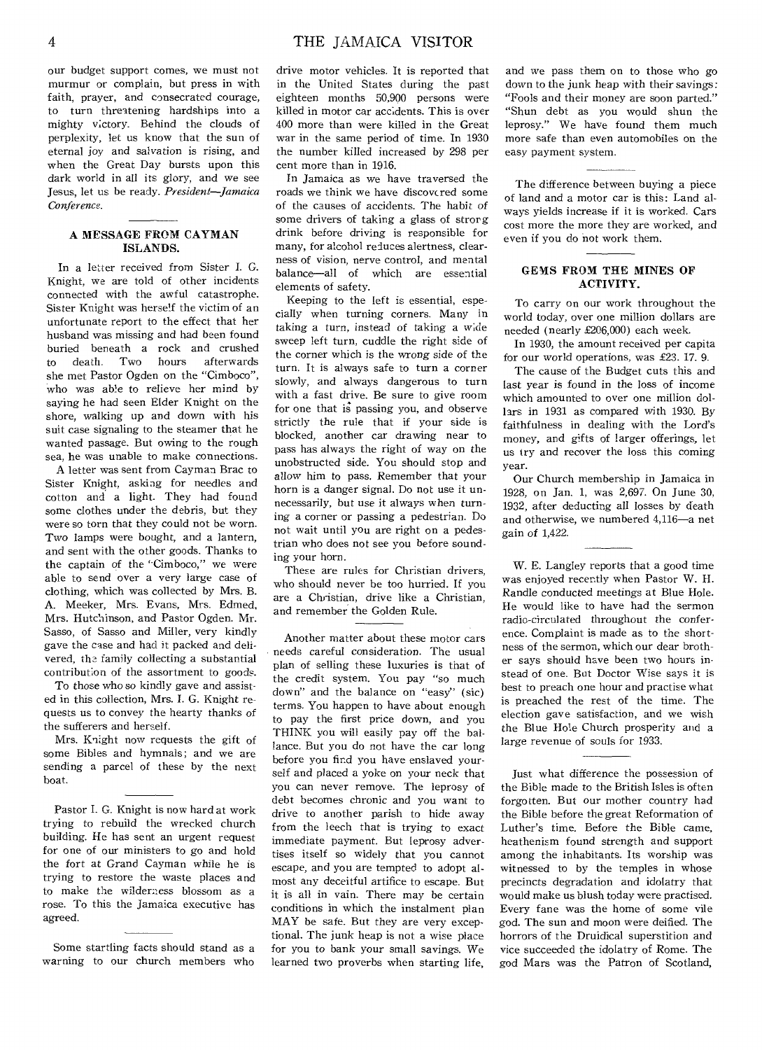our budget support comes, we must not murmur or complain, but press in with faith, prayer, and consecrated courage, to turn threatening hardships into a mighty victory. Behind the clouds of perplexity, let us know that the sun of eternal joy and salvation is rising, and when the Great Day bursts upon this dark world in all its glory, and we see Jesus, let us be ready. *President—Jamaica Conference.*

## A MESSAGE FROM CAYMAN ISLANDS.

In a letter received from Sister I. G. Knight, we are told of other incidents connected with the awful catastrophe. Sister Knight was herself the victim of an unfortunate report to the effect that her husband was missing and had been found buried beneath a rock and crushed to death. Two hours afterwards she met Pastor Ogden on the "Cimboco", who was able to relieve her mind by saying he had seen Elder Knight on the shore, walking up and down with his suit case signaling to the steamer that he wanted passage. But owing to the rough sea, he was unable to make connections.

A letter was sent from Cayman Brac to Sister Knight, asking for needles and cotton and a light. They had found some clothes under the debris, but they were so torn that they could not be worn. Two lamps were bought, and a lantern, and sent with the other goods. Thanks to the captain of the "Cimboco," we were able to send over a very large case of clothing, which was collected by Mrs. B. A. Meeker, Mrs. Evans, Mrs. Edmed, Mrs. Hutchinson, and Pastor Ogden. Mr. Sasso, of Sasso and Miller, very kindly gave the case and had it packed and delivered, the family collecting a substantial contribution of the assortment to goods.

To those who so kindly gave and assisted in this collection, Mrs. I. G. Knight requests us to convey the hearty thanks of the sufferers and herself.

Mrs. Knight now requests the gift of some Bibles and hymnals; and we are sending a parcel of these by the next boat.

---

Pastor I. G. Knight is now hard at work trying to rebuild the wrecked church building. He has sent an urgent request for one of our ministers to go and hold the fort at Grand Cayman while he is trying to restore the waste places and to make the wilderness blossom as a rose. To this the Jamaica executive has agreed.

---

Some startling facts should stand as a warning to our church members who drive motor vehicles. It is reported that in the United States during the past eighteen months 50,900 persons were killed in motor car accidents. This is over 400 more than were killed in the Great war in the same period of time. In 1930 the number killed increased by 298 per cent more than in 1916.

In Jamaica as we have traversed the roads we think we have discovered some of the causes of accidents. The habit of some drivers of taking a glass of strong drink before driving is responsible for many, for alcohol reduces alertness, clearness of vision, nerve control, and mental balance—all of which are essential elements of safety.

Keeping to the left is essential, especially when turning corners. Many in taking a turn, instead of taking a wide sweep left turn, cuddle the right side of the corner which is the wrong side of the turn. It is always safe to turn a corner slowly, and always dangerous to turn with a fast drive. Be sure to give room for one that is passing you, and observe strictly the rule that if your side is blocked, another car drawing near to pass has always the right of way on the unobstructed side. You should stop and allow him to pass. Remember that your horn is a danger signal. Do not use it unnecessarily, but use it always when turning a corner or passing a pedestrian. Do not wait until you are right on a pedestrian who does not see you before sounding your horn.

These are rules for Christian drivers, who should never be too hurried. If you are a Christian, drive like a Christian, and remember the Golden Rule.

Another matter about these motor cars needs careful consideration. The usual plan of selling these luxuries is that of the credit system. You pay "so much down" and the balance on "easy" (sic) terms. You happen to have about enough to pay the first price down, and you THINK you will easily pay off the balance. But you do not have the car long before you find you have enslaved yourself and placed a yoke on your neck that you can never remove. The leprosy of debt becomes chronic and you want to drive to another parish to hide away from the leech that is trying to exact immediate payment. But leprosy advertises itself so widely that you cannot escape, and you are tempted to adopt almost any deceitful artifice to escape. But it is all in vain. There may be certain conditions in which the instalment plan MAY be safe. But they are very exceptional. The junk heap is not a wise place for you to bank your small savings. We learned two proverbs when starting life, and we pass them on to those who go down to the junk heap with their savings: "Fools and their money are soon parted." "Shun debt as you would shun the leprosy." We have found them much more safe than even automobiles on the easy payment system.

---

The difference between buying a piece of land and a motor car is this: Land always yields increase if it is worked. Cars cost more the more they are worked, and even if you do not work them.

## GEMS FROM THE MINES OF ACTIVITY.

To carry on our work throughout the world today, over one million dollars are needed (nearly £206,000) each week.

In 1930, the amount received per capita for our world operations, was £23. 17. 9.

The cause of the Budget cuts this and last year is found in the loss of income which amounted to over one million dollars in 1931 as compared with 1930. By faithfulness in dealing with the Lord's money, and gifts of larger offerings, let us try and recover the loss this coming year.

Our Church membership in Jamaica in 1928, on Jan. 1, was 2,697. On June 30, 1932, after deducting all losses by death and otherwise, we numbered 4,116—a net gain of 1,422.

---

W. E. Langley reports that a good time was enjoyed recently when Pastor W. H. Randle conducted meetings at Blue Hole. He would like to have had the sermon radio-circulated throughout the conference. Complaint is made as to the shortness of the sermon, which our dear brother says should have been two hours instead of one. But Doctor Wise says it is best to preach one hour and practise what is preached the rest of the time. The election gave satisfaction, and we wish the Blue Hole Church prosperity and a large revenue of souls for 1933.

---

Just what difference the possession of the Bible made to the British Isles is often forgotten. But our mother country had the Bible before the great Reformation of Luther's time. Before the Bible came, heathenism found strength and support among the inhabitants. Its worship was witnessed to by the temples in whose precincts degradation and idolatry that would make us blush today were practised. Every fane was the home of some vile god. The sun and moon were deified. The horrors of the Druidical superstition and vice succeeded the idolatry of Rome. The god Mars was the Patron of Scotland,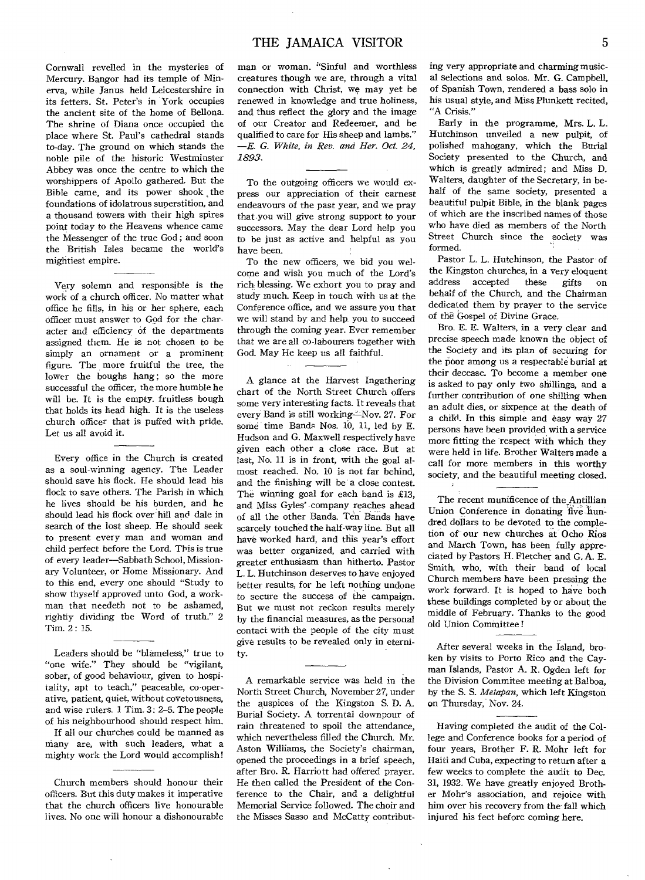Cornwall revelled in the mysteries of Mercury. Bangor had its temple of Minerva, while Janus held Leicestershire in its fetters. St. Peter's in York occupies the ancient site of the home of Bellona. The shrine of Diana once occupied the place where St. Paul's cathedral stands to-day. The ground on which stands the noble pile of the historic Westminster Abbey was once the centre to which the worshippers of Apollo gathered. But the Bible came, and its power shook the foundations of idolatrous superstition, and a thousand towers with their high spires point today to the Heavens whence came the Messenger of the true God; and soon the British Isles became the world's mightiest empire.

---

Very solemn and responsible is the work of a church officer. No matter what office he fills, in his or her sphere, each officer must answer to God for the character and efficiency of the departments assigned them. He is not chosen to be simply an ornament or a prominent figure. The more fruitful the tree, the lower the boughs hang; so the more successful the officer, the more humble he will be. It is the empty, fruitless bough that holds its head high. It is the useless church officer that is puffed with pride. Let us all avoid it.

---

Every office in the Church is created as a soul-winning agency. The Leader should save his flock. He should lead his flock to save others. The Parish in which he lives should be his burden, and he should lead his flock over hill and dale in search of the lost sheep. He should seek to present every man and woman and child perfect before the Lord. This is true of every leader—Sabbath School, Missionary Volunteer, or Home Missionary. And to this end, every one should "Study to show thyself approved unto God, a workman that needeth not to be ashamed, rightly dividing the Word of truth." 2 Tim. 2: 15.

---

Leaders should be "blameless," true to "one wife." They should be "vigilant, sober, of good behaviour, given to hospitality, apt to teach," peaceable, co-operative, patient, quiet, without covetousness, and wise rulers. 1 Tim. 3: 2-5. The people of his neighbourhood should respect him.

If all our churches could be manned as many are, with such leaders, what a mighty work the Lord would accomplish!

---

Church members should honour their officers. But this duty makes it imperative that the church officers live honourable lives. No one will honour a dishonourable man or woman. "Sinful and worthless creatures though we are, through a vital connection with Christ, we may yet be renewed in knowledge and true holiness, and thus reflect the glory and the image of our Creator and Redeemer, and be qualified to care for His sheep and lambs." —*E. G. White, in Rev. and Her. Oct. 24, 1893.*

---

To the outgoing officers we would express our appreciation of their earnest endeavours of the past year, and we pray that you will give strong support to your successors. May the dear Lord help you to be just as active and helpful as you have been.

To the new officers, we bid you welcome and wish you much of the Lord's rich blessing. We exhort you to pray and study much. Keep in touch with us at the Conference office, and we assure you that we will stand by and help you to succeed through the coming year. Ever remember that we are all co-labourers together with God. May He keep us all faithful.

---

A glance at the Harvest Ingathering chart of the North Street Church offers some very interesting facts. It reveals that every Band is still working—Nov. 27. For some time Bands Nos. 10, 11, led by E. Hudson and G. Maxwell respectively have given each other a close race. But at last, No. 11 is in front, with the goal almost reached. No. 10 is not far behind, and the finishing will be a close contest. The winning goal for each band is £13, and Miss Gyles' company reaches ahead of all the other Bands. Ten Bands have scarcely touched the half-way line. But all have worked hard, and this year's effort was better organized, and carried with greater enthusiasm than hitherto. Pastor L. L. Hutchinson deserves to have enjoyed better results, for he left nothing undone to secure the success of the campaign. But we must not reckon results merely by the financial measures, as the personal contact with the people of the city must give results to be revealed only in eternity.

---

A remarkable service was held in the North Street Church, November 27, under the auspices of the Kingston S. D. A. Burial Society. A torrential downpour of rain threatened to spoil the attendance, which nevertheless filled the Church. Mr. Aston Williams, the Society's chairman, opened the proceedings in a brief speech, after Bro. R. Harriott had offered prayer. He then called the President of the Conference to the Chair, and a delightful Memorial Service followed. The choir and the Misses Sasso and McCatty contributing very appropriate and charming musical selections and solos. Mr. G. Campbell, of Spanish Town, rendered a bass solo in his usual style, and Miss Plunkett recited, "A Crisis."

Early in the programme, Mrs. L. L. Hutchinson unveiled a new pulpit, of polished mahogany, which the Burial Society presented to the Church, and which is greatly admired; and Miss D. Walters, daughter of the Secretary, in behalf of the same society, presented a beautiful pulpit Bible, in the blank pages of which are the inscribed names of those who have died as members of the North Street Church since the society was formed.

Pastor L. L. Hutchinson, the Pastor of the Kingston churches, in a very eloquent address accepted these gifts on behalf of the Church, and the Chairman dedicated them by prayer to the service of the Gospel of Divine Grace.

Bro. E. E. Walters, in a very clear and precise speech made known the object of the Society and its plan of securing for the poor among us a respectable burial at their decease. To become a member one is asked to pay only two shillings, and a further contribution of one shilling when an adult dies, or sixpence at the death of a child. In this simple and easy way 27 persons have been provided with a service more fitting the respect with which they were held in life. Brother Walters made a call for more members in this worthy society, and the beautiful meeting closed.

---

The recent munificence of the Antillian Union Conference in donating five hundred dollars to be devoted to the completion of our new churches at Ocho Rios and March Town, has been fully appreciated by Pastors H. Fletcher and G. A. E. Smith, who, with their band of local Church members have been pressing the work forward. It is hoped to have both these buildings completed by or about the middle of February. Thanks to the good old Union Committee!

---

After several weeks in the Island, broken by visits to Porto Rico and the Cayman Islands, Pastor A. R. Ogden left for the Division Commitee meeting at Balboa, by the S. S. *Metapan*, which left Kingston on Thursday, Nov. 24.

---

Having completed the audit of the College and Conference books for a period of four years, Brother F. R. Mohr left for Haiti and Cuba, expecting to return after a few weeks to complete the audit to Dec. 31, 1932. We have greatly enjoyed Brother Mohr's association, and rejoice with him over his recovery from the fall which injured his feet before coming here.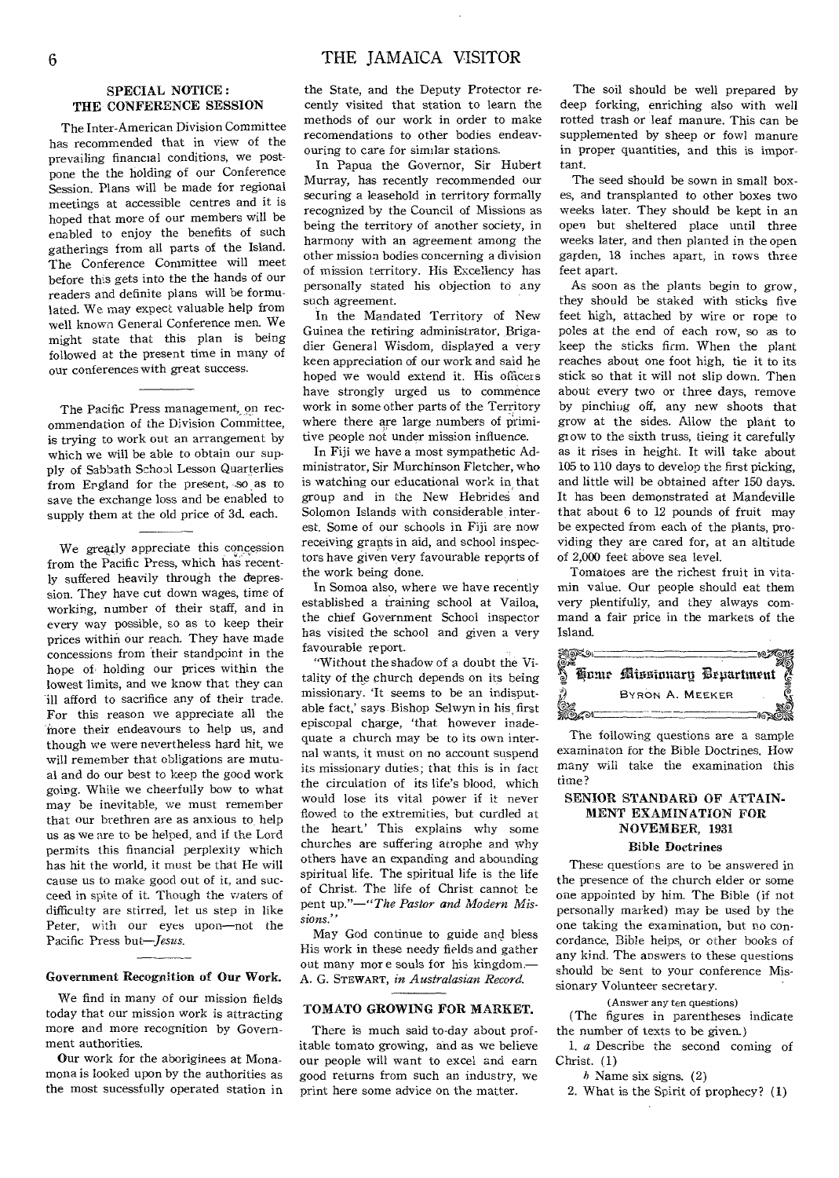## SPECIAL NOTICE: THE CONFERENCE SESSION

The Inter-American Division Committee has recommended that in view of the prevailing financial conditions, we postpone the the holding of our Conference Session. Plans will be made for regional meetings at accessible centres and it is hoped that more of our members will be enabled to enjoy the benefits of such gatherings from all parts of the Island. The Conference Committee will meet before this gets into the the hands of our readers and definite plans will be formulated. We may expect valuable help from well known General Conference men. We might state that this plan is being followed at the present time in many of our conferences with great success.

---

The Pacific Press management, on recommendation of the Division Committee, is trying to work out an arrangement by which we will be able to obtain our supply of Sabbath School Lesson Quarterlies from England for the present, so as to save the exchange loss and be enabled to supply them at the old price of 3d. each.

---

We greatly appreciate this concession from the Pacific Press, which has recently suffered heavily through the depression. They have cut down wages, time of working, number of their staff, and in every way possible, so as to keep their prices within our reach. They have made concessions from their standpoint in the hope of holding our prices within the lowest limits, and we know that they can ill afford to sacrifice any of their trade. For this reason we appreciate all the more their endeavours to help us, and though we were nevertheless hard hit, we will remember that obligations are mutual and do our best to keep the good work going. While we cheerfully bow to what may be inevitable, we must remember that our brethren are as anxious to help us as we are to be helped, and if the Lord permits this financial perplexity which has hit the world, it must be that He will cause us to make good out of it, and succeed in spite of it. Though the waters of difficulty are stirred, let us step in like Peter, with our eyes upon—not the Pacific Press but—*Jesus.*

---

### Government Recognition of Our Work.

We find in many of our mission fields today that our mission work is attracting more and more recognition by Government authorities.

Our work for the aboriginees at Monamona is looked upon by the authorities as the most sucessfully operated station in the State, and the Deputy Protector recently visited that station to learn the methods of our work in order to make recomendations to other bodies endeavouring to care for similar stations.

In Papua the Governor, Sir Hubert Murray, has recently recommended our securing a leasehold in territory formally recognized by the Council of Missions as being the territory of another society, in harmony with an agreement among the other mission bodies concerning a division of mission territory. His Excellency has personally stated his objection to any such agreement.

In the Mandated Territory of New Guinea the retiring administrator, Brigadier General Wisdom, displayed a very keen appreciation of our work and said he hoped we would extend it. His officers have strongly urged us to commence work in some other parts of the Territory where there are large numbers of primitive people not under mission influence.

In Fiji we have a most sympathetic Administrator, Sir Murchinson Fletcher, who is watching our educational work in that group and in the New Hebrides and Solomon Islands with considerable interest. Some of our schools in Fiji are now receiving grants in aid, and school inspectors have given very favourable reports of the work being done.

In Somoa also, where we have recently established a training school at Vailoa, the chief Government School inspector has visited the school and given a very favourable report.

"Without the shadow of a doubt the Vitality of the church depends on its being missionary. 'It seems to be an indisputable fact,' says Bishop Selwyn in his first episcopal charge, 'that however inadequate a church may be to its own internal wants, it must on no account suspend its missionary duties; that this is in fact the circulation of its life's blood, which would lose its vital power if it never flowed to the extremities, but curdled at the heart.' This explains why some churches are suffering atrophe and why others have an expanding and abounding spiritual life. The spiritual life is the life of Christ. The life of Christ cannot be pent up."—*"The Pastor and Modern Missions."*

May God continue to guide and bless His work in these needy fields and gather out many more souls for his kingdom.—A. G. STEWART, *in Australasian Record.*

---

## TOMATO GROWING FOR MARKET.

There is much said to-day about profitable tomato growing, and as we believe our people will want to excel and earn good returns from such an industry, we print here some advice on the matter.

The soil should be well prepared by deep forking, enriching also with well rotted trash or leaf manure. This can be supplemented by sheep or fowl manure in proper quantities, and this is important.

The seed should be sown in small boxes, and transplanted to other boxes two weeks later. They should be kept in an open but sheltered place until three weeks later, and then planted in the open garden, 18 inches apart, in rows three feet apart.

As soon as the plants begin to grow, they should be staked with sticks five feet high, attached by wire or rope to poles at the end of each row, so as to keep the sticks firm. When the plant reaches about one foot high, tie it to its stick so that it will not slip down. Then about every two or three days, remove by pinching off, any new shoots that grow at the sides. Allow the plant to grow to the sixth truss, tieing it carefully as it rises in height. It will take about 105 to 110 days to develop the first picking, and little will be obtained after 150 days. It has been demonstrated at Mandeville that about 6 to 12 pounds of fruit may be expected from each of the plants, providing they are cared for, at an altitude of 2,000 feet above sea level.

Tomatoes are the richest fruit in vitamin value. Our people should eat them very plentifully, and they always command a fair price in the markets of the Island.

---

## Home Missionary Department

BYRON A. MEEKER

The following questions are a sample examinaton for the Bible Doctrines. How many will take the examination this time?

### SENIOR STANDARD OF ATTAINMENT EXAMINATION FOR NOVEMBER, 1931

#### Bible Doctrines

These questions are to be answered in the presence of the church elder or some one appointed by him. The Bible (if not personally marked) may be used by the one taking the examination, but no concordance, Bible helps, or other books of any kind. The answers to these questions should be sent to your conference Missionary Volunteer secretary.

(Answer any ten questions)

(The figures in parentheses indicate the number of texts to be given.)

1. *a* Describe the second coming of Christ. (1)

   *b* Name six signs. (2)

2. What is the Spirit of prophecy? (1)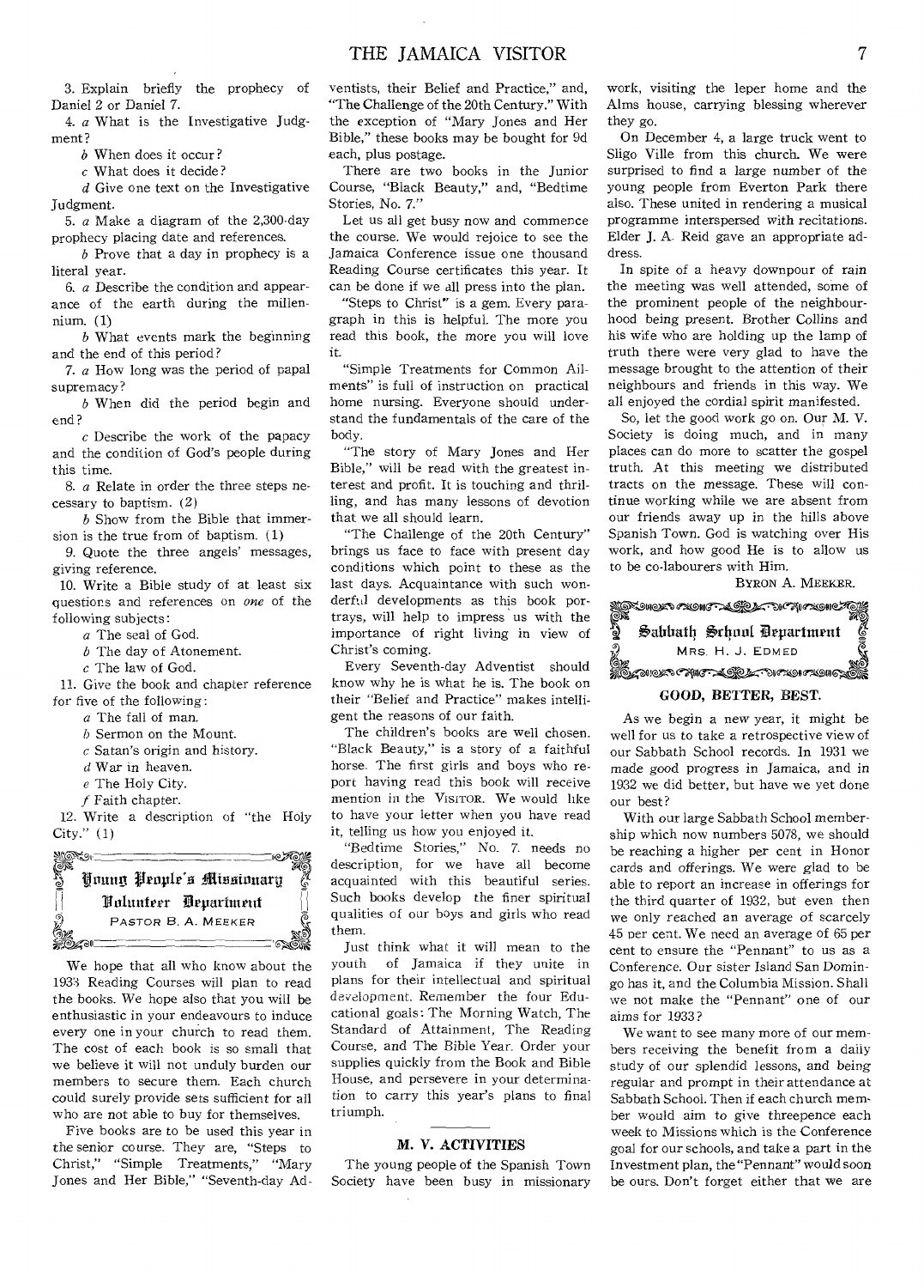3. Explain briefly the prophecy of Daniel 2 or Daniel 7.

4. *a* What is the Investigative Judgment?

*b* When does it occur?

*c* What does it decide?

*d* Give one text on the Investigative Judgment.

5. *a* Make a diagram of the 2,300-day prophecy placing date and references.

*b* Prove that a day in prophecy is a literal year.

6. *a* Describe the condition and appearance of the earth during the millennium. (1)

*b* What events mark the beginning and the end of this period?

7. *a* How long was the period of papal supremacy?

*b* When did the period begin and end?

*c* Describe the work of the papacy and the condition of God's people during this time.

8. *a* Relate in order the three steps necessary to baptism. (2)

*b* Show from the Bible that immersion is the true from of baptism. (1)

9. Quote the three angels' messages, giving reference.

10. Write a Bible study of at least six questions and references on *one* of the following subjects:

*a* The seal of God.

*b* The day of Atonement.

*c* The law of God.

11. Give the book and chapter reference for five of the following:

*a* The fall of man.

*b* Sermon on the Mount.

*c* Satan's origin and history.

*d* War in heaven.

*e* The Holy City.

*f* Faith chapter.

12. Write a description of "the Holy City." (1)

## Young People's Missionary Volunteer Department

PASTOR B. A. MEEKER

We hope that all who know about the 1933 Reading Courses will plan to read the books. We hope also that you will be enthusiastic in your endeavours to induce every one in your church to read them. The cost of each book is so small that we believe it will not unduly burden our members to secure them. Each church could surely provide sets sufficient for all who are not able to buy for themselves.

Five books are to be used this year in the senior course. They are, "Steps to Christ," "Simple Treatments," "Mary Jones and Her Bible," "Seventh-day Adventists, their Belief and Practice," and, "The Challenge of the 20th Century." With the exception of "Mary Jones and Her Bible," these books may be bought for 9d each, plus postage.

There are two books in the Junior Course, "Black Beauty," and, "Bedtime Stories, No. 7."

Let us all get busy now and commence the course. We would rejoice to see the Jamaica Conference issue one thousand Reading Course certificates this year. It can be done if we all press into the plan.

"Steps to Christ" is a gem. Every paragraph in this is helpful. The more you read this book, the more you will love it.

"Simple Treatments for Common Ailments" is full of instruction on practical home nursing. Everyone should understand the fundamentals of the care of the body.

"The story of Mary Jones and Her Bible," will be read with the greatest interest and profit. It is touching and thrilling, and has many lessons of devotion that we all should learn.

"The Challenge of the 20th Century" brings us face to face with present day conditions which point to these as the last days. Acquaintance with such wonderful developments as this book portrays, will help to impress us with the importance of right living in view of Christ's coming.

Every Seventh-day Adventist should know why he is what he is. The book on their "Belief and Practice" makes intelligent the reasons of our faith.

The children's books are well chosen. "Black Beauty," is a story of a faithful horse. The first girls and boys who report having read this book will receive mention in the VISITOR. We would like to have your letter when you have read it, telling us how you enjoyed it.

"Bedtime Stories," No. 7. needs no description, for we have all become acquainted with this beautiful series. Such books develop the finer spiritual qualities of our boys and girls who read them.

Just think what it will mean to the youth of Jamaica if they unite in plans for their intellectual and spiritual development. Remember the four Educational goals: The Morning Watch, The Standard of Attainment, The Reading Course, and The Bible Year. Order your supplies quickly from the Book and Bible House, and persevere in your determination to carry this year's plans to final triumph.

### M. V. ACTIVITIES

The young people of the Spanish Town Society have been busy in missionary work, visiting the leper home and the Alms house, carrying blessing wherever they go.

On December 4, a large truck went to Sligo Ville from this church. We were surprised to find a large number of the young people from Everton Park there also. These united in rendering a musical programme interspersed with recitations. Elder J. A. Reid gave an appropriate address.

In spite of a heavy downpour of rain the meeting was well attended, some of the prominent people of the neighbourhood being present. Brother Collins and his wife who are holding up the lamp of truth there were very glad to have the message brought to the attention of their neighbours and friends in this way. We all enjoyed the cordial spirit manifested.

So, let the good work go on. Our M. V. Society is doing much, and in many places can do more to scatter the gospel truth. At this meeting we distributed tracts on the message. These will continue working while we are absent from our friends away up in the hills above Spanish Town. God is watching over His work, and how good He is to allow us to be co-labourers with Him.

BYRON A. MEEKER.

## Sabbath School Department

MRS. H. J. EDMED

### GOOD, BETTER, BEST.

As we begin a new year, it might be well for us to take a retrospective view of our Sabbath School records. In 1931 we made good progress in Jamaica, and in 1932 we did better, but have we yet done our best?

With our large Sabbath School membership which now numbers 5078, we should be reaching a higher per cent in Honor cards and offerings. We were glad to be able to report an increase in offerings for the third quarter of 1932, but even then we only reached an average of scarcely 45 per cent. We need an average of 65 per cent to ensure the "Pennant" to us as a Conference. Our sister Island San Domingo has it, and the Columbia Mission. Shall we not make the "Pennant" one of our aims for 1933?

We want to see many more of our members receiving the benefit from a daily study of our splendid lessons, and being regular and prompt in their attendance at Sabbath School. Then if each church member would aim to give threepence each week to Missions which is the Conference goal for our schools, and take a part in the Investment plan, the "Pennant" would soon be ours. Don't forget either that we are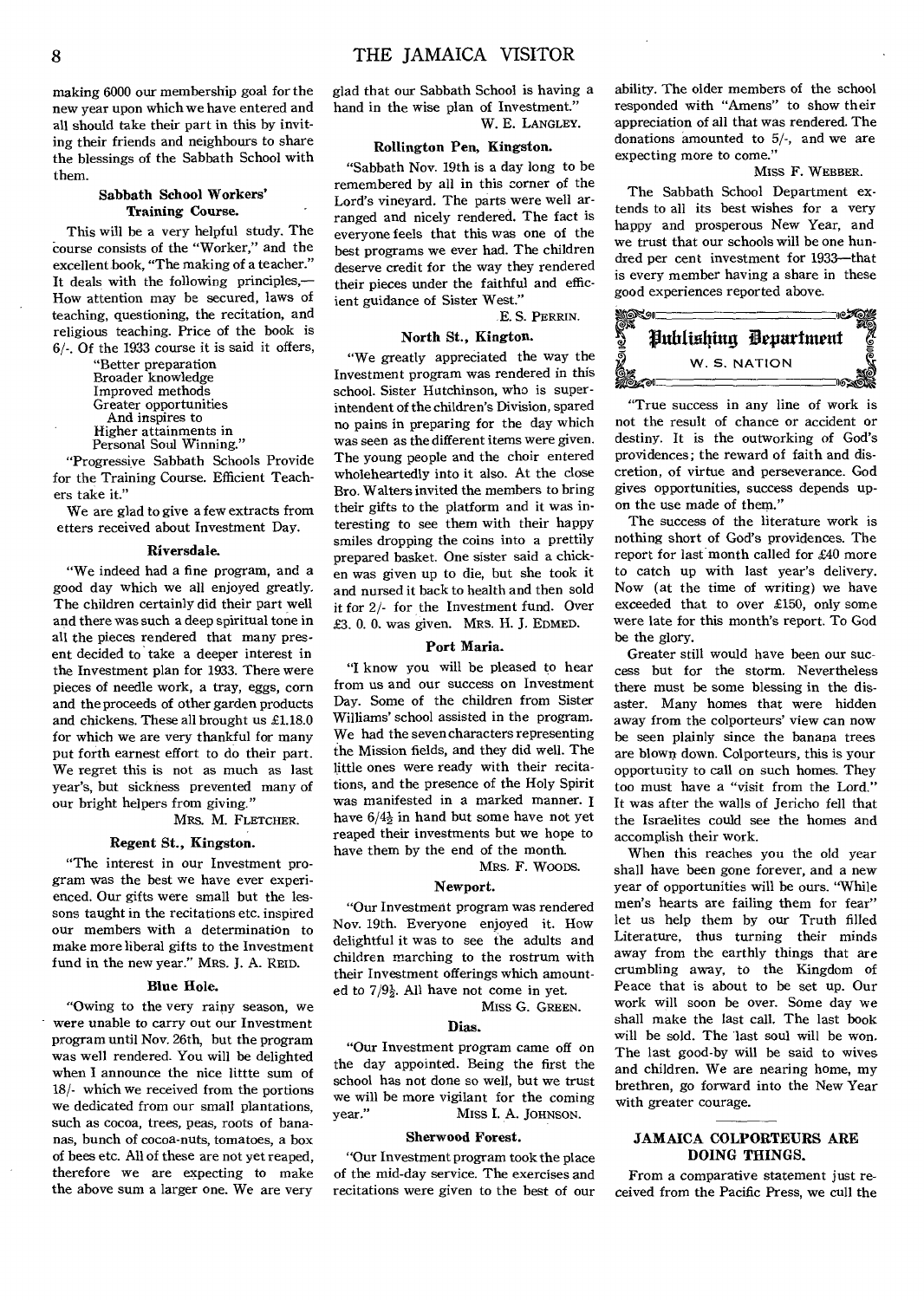making 6000 our membership goal for the new year upon which we have entered and all should take their part in this by inviting their friends and neighbours to share the blessings of the Sabbath School with them.

### Sabbath School Workers' Training Course.

This will be a very helpful study. The course consists of the "Worker," and the excellent book, "The making of a teacher." It deals with the following principles,— How attention may be secured, laws of teaching, questioning, the recitation, and religious teaching. Price of the book is 6/-. Of the 1933 course it is said it offers,

"Better preparation
Broader knowledge
Improved methods
Greater opportunities
And inspires to
Higher attainments in
Personal Soul Winning."

"Progressive Sabbath Schools Provide for the Training Course. Efficient Teachers take it."

We are glad to give a few extracts from etters received about Investment Day.

#### Riversdale.

"We indeed had a fine program, and a good day which we all enjoyed greatly. The children certainly did their part well and there was such a deep spiritual tone in all the pieces rendered that many present decided to take a deeper interest in the Investment plan for 1933. There were pieces of needle work, a tray, eggs, corn and the proceeds of other garden products and chickens. These all brought us £1.18.0 for which we are very thankful for many put forth earnest effort to do their part. We regret this is not as much as last year's, but sickness prevented many of our bright helpers from giving."

MRS. M. FLETCHER.

#### Regent St., Kingston.

"The interest in our Investment program was the best we have ever experienced. Our gifts were small but the lessons taught in the recitations etc. inspired our members with a determination to make more liberal gifts to the Investment fund in the new year." MRS. J. A. REID.

#### Blue Hole.

"Owing to the very rainy season, we were unable to carry out our Investment program until Nov. 26th, but the program was well rendered. You will be delighted when I announce the nice little sum of 18/- which we received from the portions we dedicated from our small plantations, such as cocoa, trees, peas, roots of bananas, bunch of cocoa-nuts, tomatoes, a box of bees etc. All of these are not yet reaped, therefore we are expecting to make the above sum a larger one. We are very glad that our Sabbath School is having a hand in the wise plan of Investment."

W. E. LANGLEY.

#### Rollington Pen, Kingston.

"Sabbath Nov. 19th is a day long to be remembered by all in this corner of the Lord's vineyard. The parts were well arranged and nicely rendered. The fact is everyone feels that this was one of the best programs we ever had. The children deserve credit for the way they rendered their pieces under the faithful and efficient guidance of Sister West."

E. S. PERRIN.

#### North St., Kington.

"We greatly appreciated the way the Investment program was rendered in this school. Sister Hutchinson, who is superintendent of the children's Division, spared no pains in preparing for the day which was seen as the different items were given. The young people and the choir entered wholeheartedly into it also. At the close Bro. Walters invited the members to bring their gifts to the platform and it was interesting to see them with their happy smiles dropping the coins into a prettily prepared basket. One sister said a chicken was given up to die, but she took it and nursed it back to health and then sold it for 2/- for the Investment fund. Over £3. 0. 0. was given. MRS. H. J. EDMED.

#### Port Maria.

"I know you will be pleased to hear from us and our success on Investment Day. Some of the children from Sister Williams' school assisted in the program. We had the seven characters representing the Mission fields, and they did well. The little ones were ready with their recitations, and the presence of the Holy Spirit was manifested in a marked manner. I have 6/4½ in hand but some have not yet reaped their investments but we hope to have them by the end of the month.

MRS. F. WOODS.

#### Newport.

"Our Investment program was rendered Nov. 19th. Everyone enjoyed it. How delightful it was to see the adults and children marching to the rostrum with their Investment offerings which amounted to 7/9½. All have not come in yet.

MISS G. GREEN.

#### Dias.

"Our Investment program came off on the day appointed. Being the first the school has not done so well, but we trust we will be more vigilant for the coming year." MISS I. A. JOHNSON.

#### Sherwood Forest.

"Our Investment program took the place of the mid-day service. The exercises and recitations were given to the best of our ability. The older members of the school responded with "Amens" to show their appreciation of all that was rendered. The donations amounted to 5/-, and we are expecting more to come."

MISS F. WEBBER.

The Sabbath School Department extends to all its best wishes for a very happy and prosperous New Year, and we trust that our schools will be one hundred per cent investment for 1933—that is every member having a share in these good experiences reported above.

## Publishing Department

W. S. NATION

"True success in any line of work is not the result of chance or accident or destiny. It is the outworking of God's providences; the reward of faith and discretion, of virtue and perseverance. God gives opportunities, success depends upon the use made of them."

The success of the literature work is nothing short of God's providences. The report for last month called for £40 more to catch up with last year's delivery. Now (at the time of writing) we have exceeded that to over £150, only some were late for this month's report. To God be the glory.

Greater still would have been our success but for the storm. Nevertheless there must be some blessing in the disaster. Many homes that were hidden away from the colporteurs' view can now be seen plainly since the banana trees are blown down. Colporteurs, this is your opportunity to call on such homes. They too must have a "visit from the Lord." It was after the walls of Jericho fell that the Israelites could see the homes and accomplish their work.

When this reaches you the old year shall have been gone forever, and a new year of opportunities will be ours. "While men's hearts are failing them for fear" let us help them by our Truth filled Literature, thus turning their minds away from the earthly things that are crumbling away, to the Kingdom of Peace that is about to be set up. Our work will soon be over. Some day we shall make the last call. The last book will be sold. The last soul will be won. The last good-by will be said to wives and children. We are nearing home, my brethren, go forward into the New Year with greater courage.

### JAMAICA COLPORTEURS ARE DOING THINGS.

From a comparative statement just received from the Pacific Press, we cull the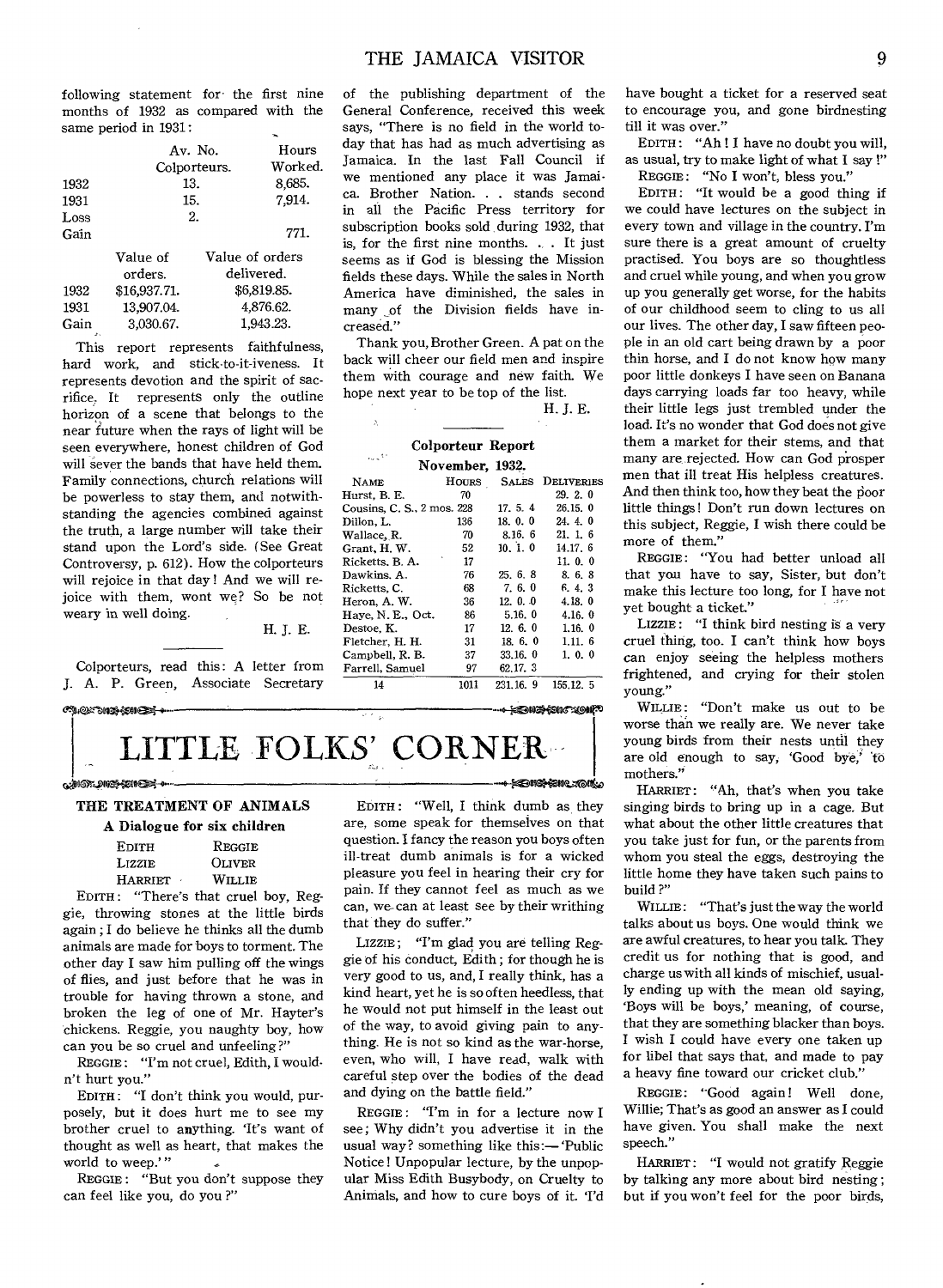following statement for the first nine months of 1932 as compared with the same period in 1931:

| | Av. No. Colporteurs. | Hours Worked. |
|---|---|---|
| 1932 | 13. | 8,685. |
| 1931 | 15. | 7,914. |
| Loss | 2. | |
| Gain | | 771. |

| | Value of orders. | Value of orders delivered. |
|---|---|---|
| 1932 | $16,937.71. | $6,819.85. |
| 1931 | 13,907.04. | 4,876.62. |
| Gain | 3,030.67. | 1,943.23. |

This report represents faithfulness, hard work, and stick-to-it-iveness. It represents devotion and the spirit of sacrifice. It represents only the outline horizon of a scene that belongs to the near future when the rays of light will be seen everywhere, honest children of God will sever the bands that have held them. Family connections, church relations will be powerless to stay them, and notwithstanding the agencies combined against the truth, a large number will take their stand upon the Lord's side. (See Great Controversy, p. 612). How the colporteurs will rejoice in that day! And we will rejoice with them, wont we? So be not weary in well doing.

H. J. E.

Colporteurs, read this: A letter from J. A. P. Green, Associate Secretary of the publishing department of the General Conference, received this week says, "There is no field in the world today that has had as much advertising as Jamaica. In the last Fall Council if we mentioned any place it was Jamaica. Brother Nation. . . stands second in all the Pacific Press territory for subscription books sold during 1932, that is, for the first nine months. . . It just seems as if God is blessing the Mission fields these days. While the sales in North America have diminished, the sales in many of the Division fields have increased."

Thank you, Brother Green. A pat on the back will cheer our field men and inspire them with courage and new faith. We hope next year to be top of the list.

H. J. E.

## Colporteur Report

**November, 1932.**

| Name | Hours | Sales | Deliveries |
|---|---|---|---|
| Hurst, B. E. | 70 | | 29. 2. 0 |
| Cousins, C. S., 2 mos. | 228 | 17. 5. 4 | 26.15. 0 |
| Dillon, L. | 136 | 18. 0. 0 | 24. 4. 0 |
| Wallace, R. | 70 | 8.16. 6 | 21. 1. 6 |
| Grant, H. W. | 52 | 10. 1. 0 | 14.17. 6 |
| Ricketts. B. A. | 17 | | 11. 0. 0 |
| Dawkins, A. | 76 | 25. 6. 8 | 8. 6. 8 |
| Ricketts, C. | 68 | 7. 6. 0 | 6. 4. 3 |
| Heron, A. W. | 36 | 12. 0. 0 | 4.18. 0 |
| Haye, N. E., Oct. | 86 | 5.16. 0 | 4.16. 0 |
| Destoe, K. | 17 | 12. 6. 0 | 1.16. 0 |
| Fletcher, H. H. | 31 | 18. 6. 0 | 1.11. 6 |
| Campbell, R. B. | 37 | 33.16. 0 | 1. 0. 0 |
| Farrell, Samuel | 97 | 62.17. 3 | |
| 14 | 1011 | 231.16. 9 | 155.12. 5 |

# LITTLE FOLKS' CORNER

## THE TREATMENT OF ANIMALS

### A Dialogue for six children

| | |
|---|---|
| EDITH | REGGIE |
| LIZZIE | OLIVER |
| HARRIET | WILLIE |

EDITH: "There's that cruel boy, Reggie, throwing stones at the little birds again; I do believe he thinks all the dumb animals are made for boys to torment. The other day I saw him pulling off the wings of flies, and just before that he was in trouble for having thrown a stone, and broken the leg of one of Mr. Hayter's chickens. Reggie, you naughty boy, how can you be so cruel and unfeeling?"

REGGIE: "I'm not cruel, Edith, I wouldn't hurt you."

EDITH: "I don't think you would, purposely, but it does hurt me to see my brother cruel to anything. 'It's want of thought as well as heart, that makes the world to weep.'"

REGGIE: "But you don't suppose they can feel like you, do you?"

EDITH: "Well, I think dumb as they are, some speak for themselves on that question. I fancy the reason you boys often ill-treat dumb animals is for a wicked pleasure you feel in hearing their cry for pain. If they cannot feel as much as we can, we can at least see by their writhing that they do suffer."

LIZZIE: "I'm glad you are telling Reggie of his conduct, Edith; for though he is very good to us, and, I really think, has a kind heart, yet he is so often heedless, that he would not put himself in the least out of the way, to avoid giving pain to anything. He is not so kind as the war-horse, even, who will, I have read, walk with careful step over the bodies of the dead and dying on the battle field."

REGGIE: "I'm in for a lecture now I see; Why didn't you advertise it in the usual way? something like this:—'Public Notice! Unpopular lecture, by the unpopular Miss Edith Busybody, on Cruelty to Animals, and how to cure boys of it. 'I'd have bought a ticket for a reserved seat to encourage you, and gone birdnesting till it was over."

EDITH: "Ah! I have no doubt you will, as usual, try to make light of what I say!"

REGGIE: "No I won't, bless you."

EDITH: "It would be a good thing if we could have lectures on the subject in every town and village in the country. I'm sure there is a great amount of cruelty practised. You boys are so thoughtless and cruel while young, and when you grow up you generally get worse, for the habits of our childhood seem to cling to us all our lives. The other day, I saw fifteen people in an old cart being drawn by a poor thin horse, and I do not know how many poor little donkeys I have seen on Banana days carrying loads far too heavy, while their little legs just trembled under the load. It's no wonder that God does not give them a market for their stems, and that many are rejected. How can God prosper men that ill treat His helpless creatures. And then think too, how they beat the poor little things! Don't run down lectures on this subject, Reggie, I wish there could be more of them."

REGGIE: "You had better unload all that you have to say, Sister, but don't make this lecture too long, for I have not yet bought a ticket."

LIZZIE: "I think bird nesting is a very cruel thing, too. I can't think how boys can enjoy seeing the helpless mothers frightened, and crying for their stolen young."

WILLIE: "Don't make us out to be worse than we really are. We never take young birds from their nests until they are old enough to say, 'Good bye,' to mothers."

HARRIET: "Ah, that's when you take singing birds to bring up in a cage. But what about the other little creatures that you take just for fun, or the parents from whom you steal the eggs, destroying the little home they have taken such pains to build?"

WILLIE: "That's just the way the world talks about us boys. One would think we are awful creatures, to hear you talk. They credit us for nothing that is good, and charge us with all kinds of mischief, usually ending up with the mean old saying, 'Boys will be boys,' meaning, of course, that they are something blacker than boys. I wish I could have every one taken up for libel that says that, and made to pay a heavy fine toward our cricket club."

REGGIE: "Good again! Well done, Willie; That's as good an answer as I could have given. You shall make the next speech."

HARRIET: "I would not gratify Reggie by talking any more about bird nesting; but if you won't feel for the poor birds,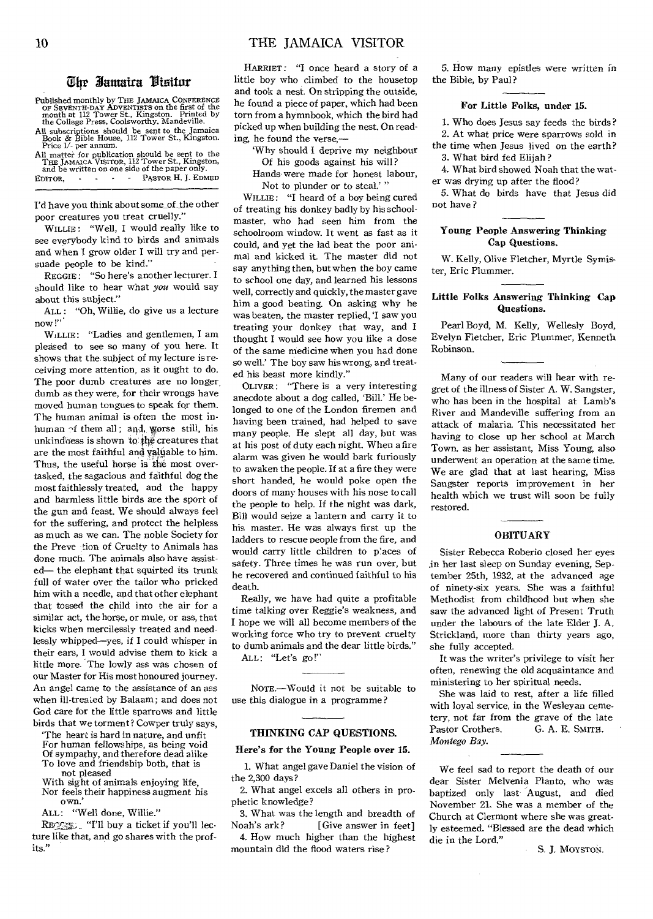# The Jamaica Visitor

Published monthly by THE JAMAICA CONFERENCE OF SEVENTH-DAY ADVENTISTS on the first of the month at 112 Tower St., Kingston. Printed by the College Press, Coolsworthy, Mandeville.

All subscriptions should be sent to the Jamaica Book & Bible House, 112 Tower St., Kingston. Price 1/- per annum.

All matter for publication should be sent to the THE JAMAICA VISITOR, 112 Tower St., Kingston, and be written on one side of the paper only.

EDITOR, - - - - PASTOR H. J. EDMED

I'd have you think about some of the other poor creatures you treat cruelly."

WILLIE: "Well, I would really like to see everybody kind to birds and animals and when I grow older I will try and persuade people to be kind."

REGGIE: "So here's another lecturer. I should like to hear what *you* would say about this subject."

ALL: "Oh, Willie, do give us a lecture now!"

WILLIE: "Ladies and gentlemen, I am pleased to see so many of you here. It shows that the subject of my lecture is receiving more attention, as it ought to do. The poor dumb creatures are no longer dumb as they were, for their wrongs have moved human tongues to speak for them. The human animal is often the most inhuman of them all; and, worse still, his unkindness is shown to the creatures that are the most faithful and valuable to him. Thus, the useful horse is the most overtasked, the sagacious and faithful dog the most faithlessly treated, and the happy and harmless little birds are the sport of the gun and feast. We should always feel for the suffering, and protect the helpless as much as we can. The noble Society for the Preve tion of Cruelty to Animals has done much. The animals also have assisted— the elephant that squirted its trunk full of water over the tailor who pricked him with a needle, and that other elephant that tossed the child into the air for a similar act, the horse, or mule, or ass, that kicks when mercilessly treated and needlessly whipped—yes, if I could whisper in their ears, I would advise them to kick a little more. The lowly ass was chosen of our Master for His most honoured journey. An angel came to the assistance of an ass when ill-treated by Balaam; and does not God care for the little sparrows and little birds that we torment? Cowper truly says,

'The heart is hard in nature, and unfit
For human fellowships, as being void
Of sympathy, and therefore dead alike
To love and friendship both, that is not pleased
With sight of animals enjoying life,
Nor feels their happiness augment his own.'

ALL: "Well done, Willie."

REGGIE: "I'll buy a ticket if you'll lecture like that, and go shares with the profits."

HARRIET: "I once heard a story of a little boy who climbed to the housetop and took a nest. On stripping the outside, he found a piece of paper, which had been torn from a hymnbook, which the bird had picked up when building the nest. On reading, he found the verse,—

'Why should I deprive my neighbour
Of his goods against his will?
Hands were made for honest labour,
Not to plunder or to steal.' "

WILLIE: "I heard of a boy being cured of treating his donkey badly by his schoolmaster, who had seen him from the schoolroom window. It went as fast as it could, and yet the lad beat the poor animal and kicked it. The master did not say anything then, but when the boy came to school one day, and learned his lessons well, correctly and quickly, the master gave him a good beating. On asking why he was beaten, the master replied, 'I saw you treating your donkey that way, and I thought I would see how you like a dose of the same medicine when you had done so well.' The boy saw his wrong, and treated his beast more kindly."

OLIVER: "There is a very interesting anecdote about a dog called, 'Bill.' He belonged to one of the London firemen and having been trained, had helped to save many people. He slept all day, but was at his post of duty each night. When a fire alarm was given he would bark furiously to awaken the people. If at a fire they were short handed, he would poke open the doors of many houses with his nose to call the people to help. If the night was dark, Bill would seize a lantern and carry it to his master. He was always first up the ladders to rescue people from the fire, and would carry little children to p'aces of safety. Three times he was run over, but he recovered and continued faithful to his death.

Really, we have had quite a profitable time talking over Reggie's weakness, and I hope we will all become members of the working force who try to prevent cruelty to dumb animals and the dear little birds."

ALL: "Let's go!"

NOTE.—Would it not be suitable to use this dialogue in a programme?

## THINKING CAP QUESTIONS.

### Here's for the Young People over 15.

1. What angel gave Daniel the vision of the 2,300 days?
2. What angel excels all others in prophetic knowledge?
3. What was the length and breadth of Noah's ark? [Give answer in feet]
4. How much higher than the highest mountain did the flood waters rise?
5. How many epistles were written in the Bible, by Paul?

### For Little Folks, under 15.

1. Who does Jesus say feeds the birds?
2. At what price were sparrows sold in the time when Jesus lived on the earth?
3. What bird fed Elijah?
4. What bird showed Noah that the water was drying up after the flood?
5. What do birds have that Jesus did not have?

### Young People Answering Thinking Cap Questions.

W. Kelly, Olive Fletcher, Myrtle Symister, Eric Plummer.

### Little Folks Answering Thinking Cap Questions.

Pearl Boyd, M. Kelly, Wellesly Boyd, Evelyn Fletcher, Eric Plummer, Kenneth Robinson.

Many of our readers will hear with regret of the illness of Sister A. W. Sangster, who has been in the hospital at Lamb's River and Mandeville suffering from an attack of malaria. This necessitated her having to close up her school at March Town, as her assistant, Miss Young, also underwent an operation at the same time. We are glad that at last hearing, Miss Sangster reports improvement in her health which we trust will soon be fully restored.

## OBITUARY

Sister Rebecca Roberio closed her eyes in her last sleep on Sunday evening, September 25th, 1932, at the advanced age of ninety-six years. She was a faithful Methodist from childhood but when she saw the advanced light of Present Truth under the labours of the late Elder J. A. Strickland, more than thirty years ago, she fully accepted.

It was the writer's privilege to visit her often, renewing the old acquaintance and ministering to her spiritual needs.

She was laid to rest, after a life filled with loyal service, in the Wesleyan cemetery, not far from the grave of the late Pastor Crothers. G. A. E. SMITH.
*Montego Bay.*

We feel sad to report the death of our dear Sister Melvenia Planto, who was baptized only last August, and died November 21. She was a member of the Church at Clermont where she was greatly esteemed. "Blessed are the dead which die in the Lord."

S. J. MOYSTON.